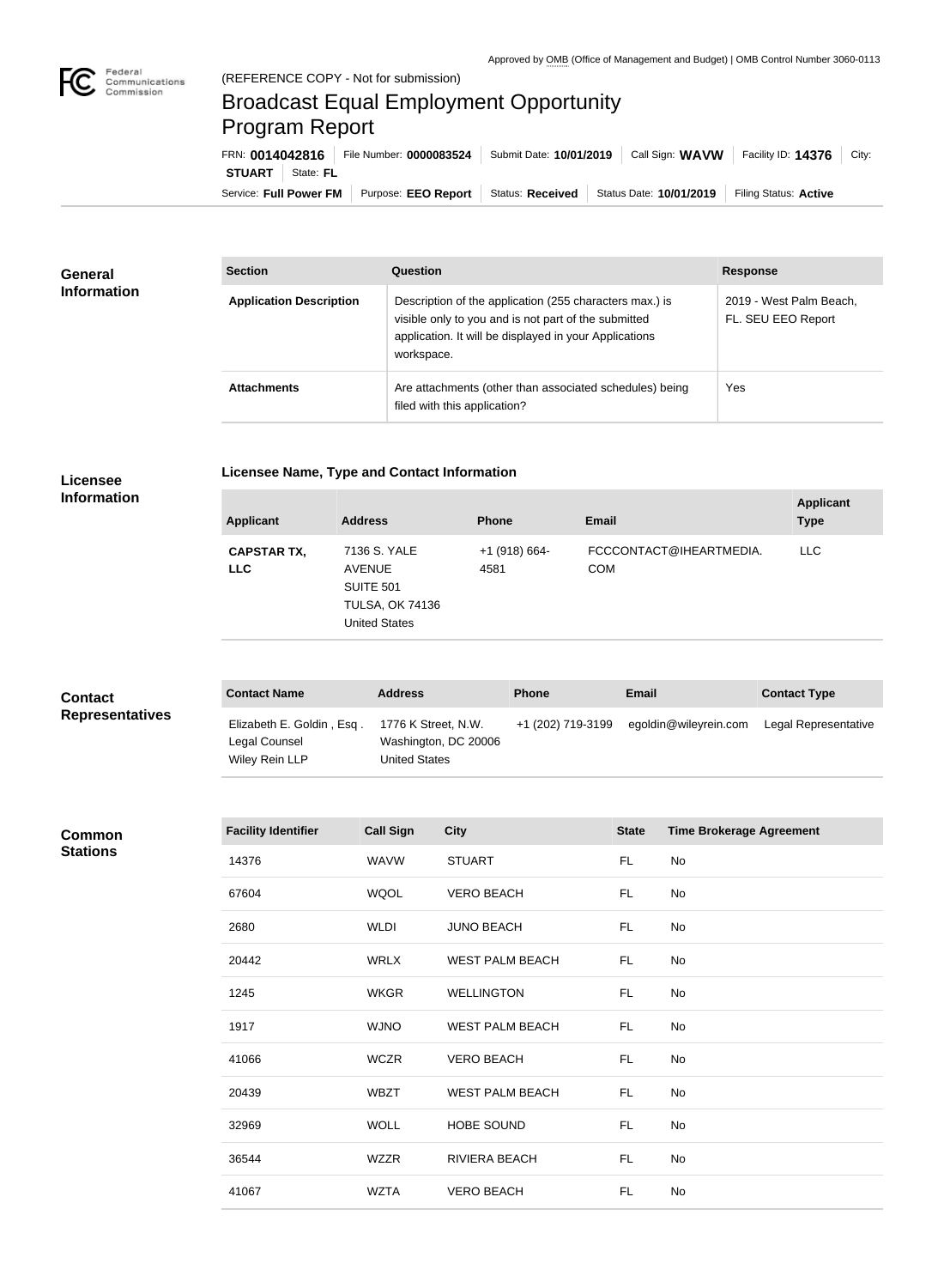Approved by OMB (Office of Management and Budget) | OMB Control Number 3060-0113

(REFERENCE COPY - Not for submission)

# Broadcast Equal Employment Opportunity Program Report

FRN: **0014042816** | File Number: **0000083524** | Submit Date: **10/01/2019** | Call Sign: **WAVW** | Facility ID: **14376** | City: **STUART** | State: **FL**

Service: **Full Power FM** | Purpose: **EEO Report** | Status: **Received** | Status Date: **10/01/2019** | Filing Status: **Active**

## General Information

| Section | Question | Response |
| --- | --- | --- |
| **Application Description** | Description of the application (255 characters max.) is visible only to you and is not part of the submitted application. It will be displayed in your Applications workspace. | 2019 - West Palm Beach, FL. SEU EEO Report |
| **Attachments** | Are attachments (other than associated schedules) being filed with this application? | Yes |

## Licensee Information

### Licensee Name, Type and Contact Information

| Applicant | Address | Phone | Email | Applicant Type |
| --- | --- | --- | --- | --- |
| **CAPSTAR TX, LLC** | 7136 S. YALE AVENUE SUITE 501 TULSA, OK 74136 United States | +1 (918) 664-4581 | FCCCONTACT@IHEARTMEDIA.COM | LLC |

## Contact Representatives

| Contact Name | Address | Phone | Email | Contact Type |
| --- | --- | --- | --- | --- |
| Elizabeth E. Goldin , Esq . Legal Counsel Wiley Rein LLP | 1776 K Street, N.W. Washington, DC 20006 United States | +1 (202) 719-3199 | egoldin@wileyrein.com | Legal Representative |

## Common Stations

| Facility Identifier | Call Sign | City | State | Time Brokerage Agreement |
| --- | --- | --- | --- | --- |
| 14376 | WAVW | STUART | FL | No |
| 67604 | WQOL | VERO BEACH | FL | No |
| 2680 | WLDI | JUNO BEACH | FL | No |
| 20442 | WRLX | WEST PALM BEACH | FL | No |
| 1245 | WKGR | WELLINGTON | FL | No |
| 1917 | WJNO | WEST PALM BEACH | FL | No |
| 41066 | WCZR | VERO BEACH | FL | No |
| 20439 | WBZT | WEST PALM BEACH | FL | No |
| 32969 | WOLL | HOBE SOUND | FL | No |
| 36544 | WZZR | RIVIERA BEACH | FL | No |
| 41067 | WZTA | VERO BEACH | FL | No |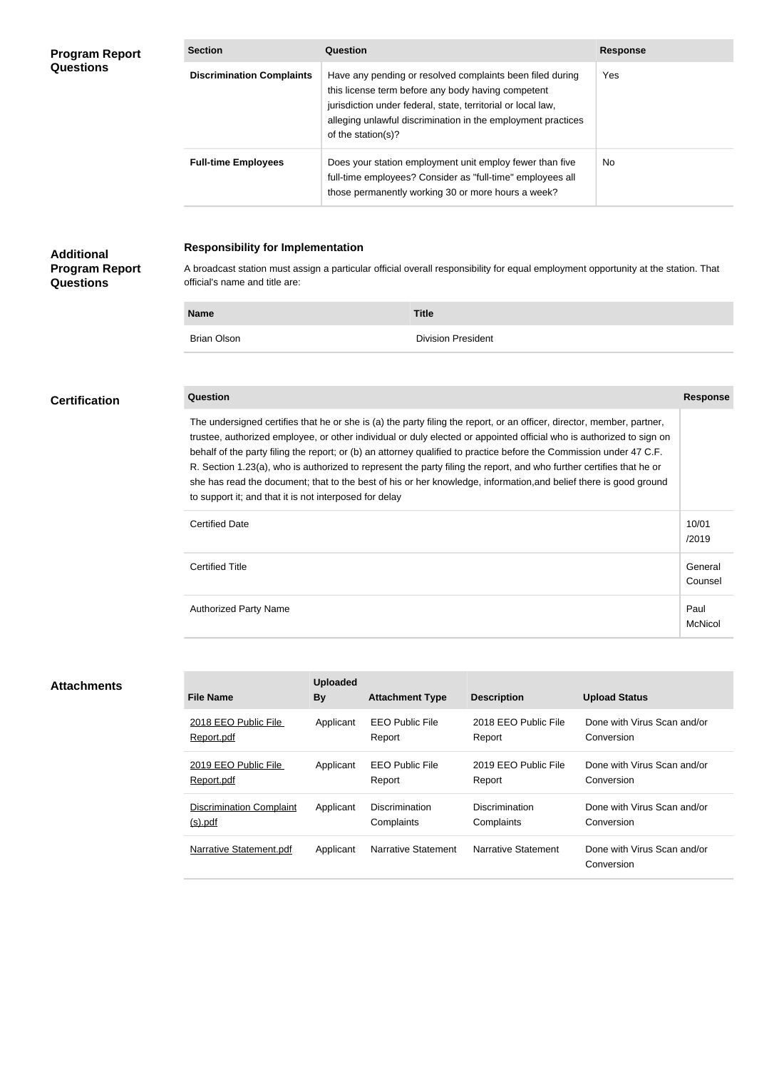## Program Report Questions

| Section | Question | Response |
| --- | --- | --- |
| **Discrimination Complaints** | Have any pending or resolved complaints been filed during this license term before any body having competent jurisdiction under federal, state, territorial or local law, alleging unlawful discrimination in the employment practices of the station(s)? | Yes |
| **Full-time Employees** | Does your station employment unit employ fewer than five full-time employees? Consider as "full-time" employees all those permanently working 30 or more hours a week? | No |

## Additional Program Report Questions

### Responsibility for Implementation

A broadcast station must assign a particular official overall responsibility for equal employment opportunity at the station. That official's name and title are:

| Name | Title |
| --- | --- |
| Brian Olson | Division President |

## Certification

| Question | Response |
| --- | --- |
| The undersigned certifies that he or she is (a) the party filing the report, or an officer, director, member, partner, trustee, authorized employee, or other individual or duly elected or appointed official who is authorized to sign on behalf of the party filing the report; or (b) an attorney qualified to practice before the Commission under 47 C.F. R. Section 1.23(a), who is authorized to represent the party filing the report, and who further certifies that he or she has read the document; that to the best of his or her knowledge, information,and belief there is good ground to support it; and that it is not interposed for delay | |
| Certified Date | 10/01 /2019 |
| Certified Title | General Counsel |
| Authorized Party Name | Paul McNicol |

## Attachments

| File Name | Uploaded By | Attachment Type | Description | Upload Status |
| --- | --- | --- | --- | --- |
| 2018 EEO Public File Report.pdf | Applicant | EEO Public File Report | 2018 EEO Public File Report | Done with Virus Scan and/or Conversion |
| 2019 EEO Public File Report.pdf | Applicant | EEO Public File Report | 2019 EEO Public File Report | Done with Virus Scan and/or Conversion |
| Discrimination Complaint (s).pdf | Applicant | Discrimination Complaints | Discrimination Complaints | Done with Virus Scan and/or Conversion |
| Narrative Statement.pdf | Applicant | Narrative Statement | Narrative Statement | Done with Virus Scan and/or Conversion |